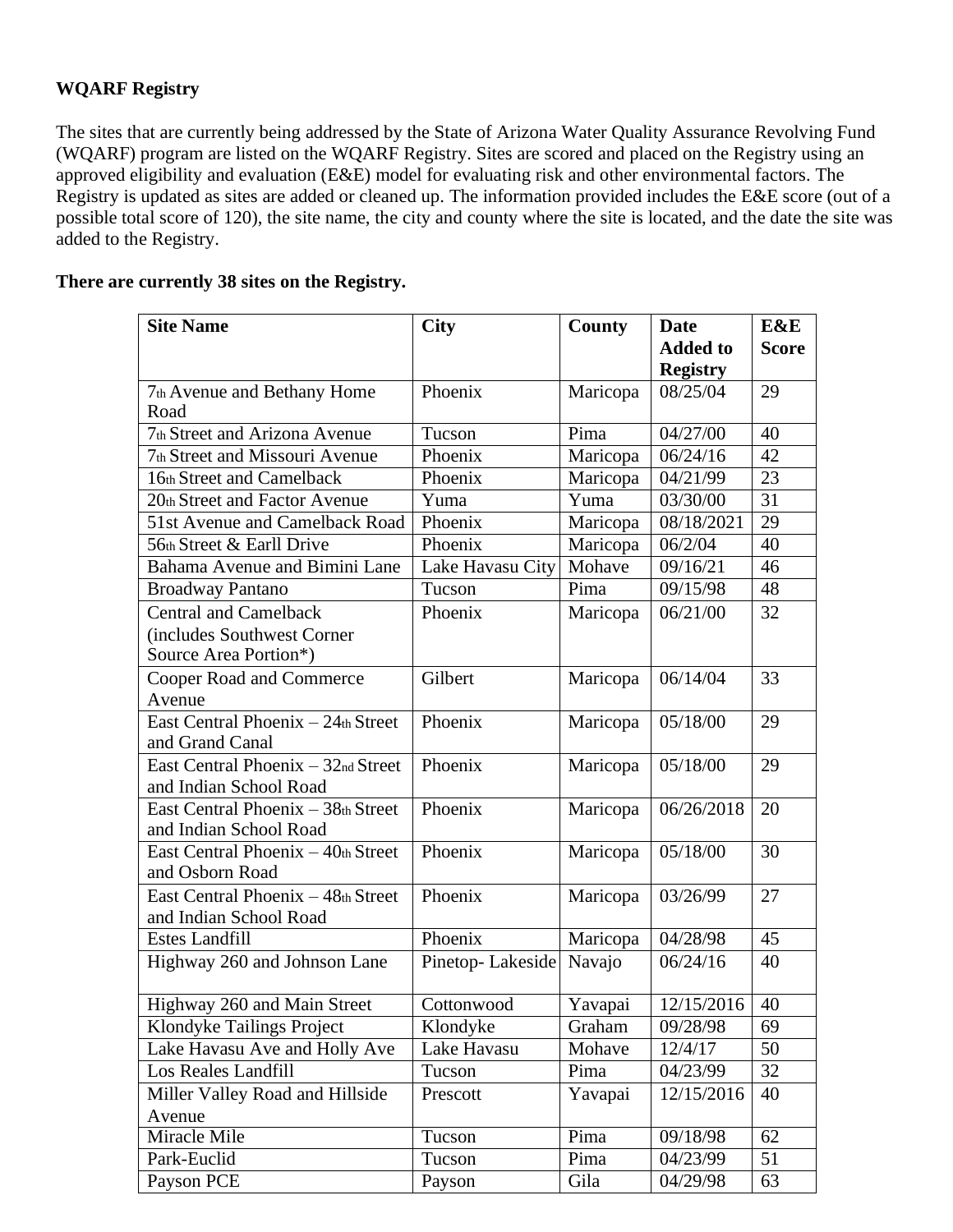**WQARF Registry**

The sites that are currently being addressed by the State of Arizona Water Quality Assurance Revolving Fund (WQARF) program are listed on the WQARF Registry. Sites are scored and placed on the Registry using an approved eligibility and evaluation (E&E) model for evaluating risk and other environmental factors. The Registry is updated as sites are added or cleaned up. The information provided includes the E&E score (out of a possible total score of 120), the site name, the city and county where the site is located, and the date the site was added to the Registry.

**There are currently 38 sites on the Registry.**

| Site Name | City | County | Date Added to Registry | E&E Score |
|---|---|---|---|---|
| 7th Avenue and Bethany Home Road | Phoenix | Maricopa | 08/25/04 | 29 |
| 7th Street and Arizona Avenue | Tucson | Pima | 04/27/00 | 40 |
| 7th Street and Missouri Avenue | Phoenix | Maricopa | 06/24/16 | 42 |
| 16th Street and Camelback | Phoenix | Maricopa | 04/21/99 | 23 |
| 20th Street and Factor Avenue | Yuma | Yuma | 03/30/00 | 31 |
| 51st Avenue and Camelback Road | Phoenix | Maricopa | 08/18/2021 | 29 |
| 56th Street & Earll Drive | Phoenix | Maricopa | 06/2/04 | 40 |
| Bahama Avenue and Bimini Lane | Lake Havasu City | Mohave | 09/16/21 | 46 |
| Broadway Pantano | Tucson | Pima | 09/15/98 | 48 |
| Central and Camelback (includes Southwest Corner Source Area Portion*) | Phoenix | Maricopa | 06/21/00 | 32 |
| Cooper Road and Commerce Avenue | Gilbert | Maricopa | 06/14/04 | 33 |
| East Central Phoenix – 24th Street and Grand Canal | Phoenix | Maricopa | 05/18/00 | 29 |
| East Central Phoenix – 32nd Street and Indian School Road | Phoenix | Maricopa | 05/18/00 | 29 |
| East Central Phoenix – 38th Street and Indian School Road | Phoenix | Maricopa | 06/26/2018 | 20 |
| East Central Phoenix – 40th Street and Osborn Road | Phoenix | Maricopa | 05/18/00 | 30 |
| East Central Phoenix – 48th Street and Indian School Road | Phoenix | Maricopa | 03/26/99 | 27 |
| Estes Landfill | Phoenix | Maricopa | 04/28/98 | 45 |
| Highway 260 and Johnson Lane | Pinetop- Lakeside | Navajo | 06/24/16 | 40 |
| Highway 260 and Main Street | Cottonwood | Yavapai | 12/15/2016 | 40 |
| Klondyke Tailings Project | Klondyke | Graham | 09/28/98 | 69 |
| Lake Havasu Ave and Holly Ave | Lake Havasu | Mohave | 12/4/17 | 50 |
| Los Reales Landfill | Tucson | Pima | 04/23/99 | 32 |
| Miller Valley Road and Hillside Avenue | Prescott | Yavapai | 12/15/2016 | 40 |
| Miracle Mile | Tucson | Pima | 09/18/98 | 62 |
| Park-Euclid | Tucson | Pima | 04/23/99 | 51 |
| Payson PCE | Payson | Gila | 04/29/98 | 63 |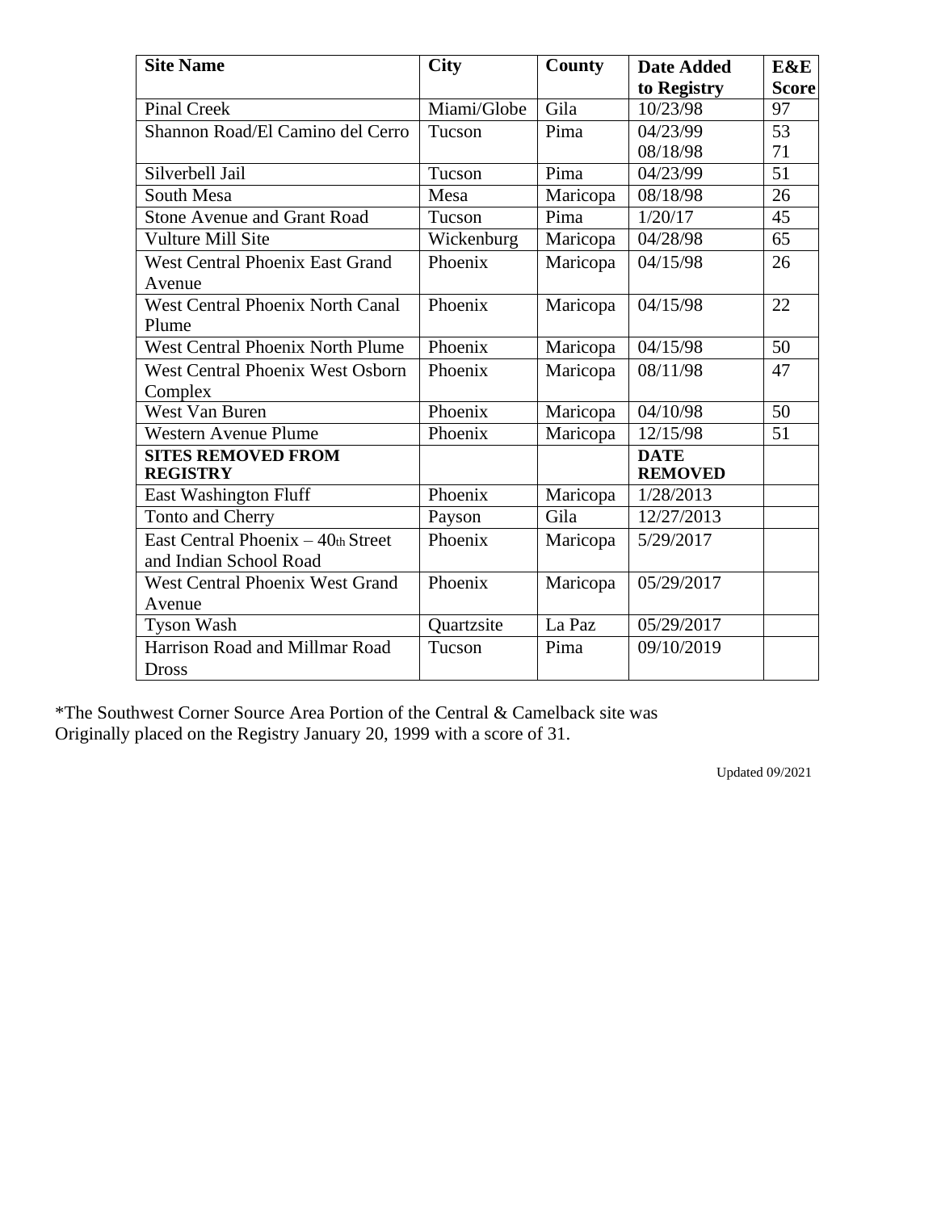| Site Name | City | County | Date Added to Registry | E&E Score |
|---|---|---|---|---|
| Pinal Creek | Miami/Globe | Gila | 10/23/98 | 97 |
| Shannon Road/El Camino del Cerro | Tucson | Pima | 04/23/99<br>08/18/98 | 53<br>71 |
| Silverbell Jail | Tucson | Pima | 04/23/99 | 51 |
| South Mesa | Mesa | Maricopa | 08/18/98 | 26 |
| Stone Avenue and Grant Road | Tucson | Pima | 1/20/17 | 45 |
| Vulture Mill Site | Wickenburg | Maricopa | 04/28/98 | 65 |
| West Central Phoenix East Grand Avenue | Phoenix | Maricopa | 04/15/98 | 26 |
| West Central Phoenix North Canal Plume | Phoenix | Maricopa | 04/15/98 | 22 |
| West Central Phoenix North Plume | Phoenix | Maricopa | 04/15/98 | 50 |
| West Central Phoenix West Osborn Complex | Phoenix | Maricopa | 08/11/98 | 47 |
| West Van Buren | Phoenix | Maricopa | 04/10/98 | 50 |
| Western Avenue Plume | Phoenix | Maricopa | 12/15/98 | 51 |
| **SITES REMOVED FROM REGISTRY** | | | **DATE REMOVED** | |
| East Washington Fluff | Phoenix | Maricopa | 1/28/2013 | |
| Tonto and Cherry | Payson | Gila | 12/27/2013 | |
| East Central Phoenix – 40th Street and Indian School Road | Phoenix | Maricopa | 5/29/2017 | |
| West Central Phoenix West Grand Avenue | Phoenix | Maricopa | 05/29/2017 | |
| Tyson Wash | Quartzsite | La Paz | 05/29/2017 | |
| Harrison Road and Millmar Road Dross | Tucson | Pima | 09/10/2019 | |

*The Southwest Corner Source Area Portion of the Central & Camelback site was Originally placed on the Registry January 20, 1999 with a score of 31.

Updated 09/2021